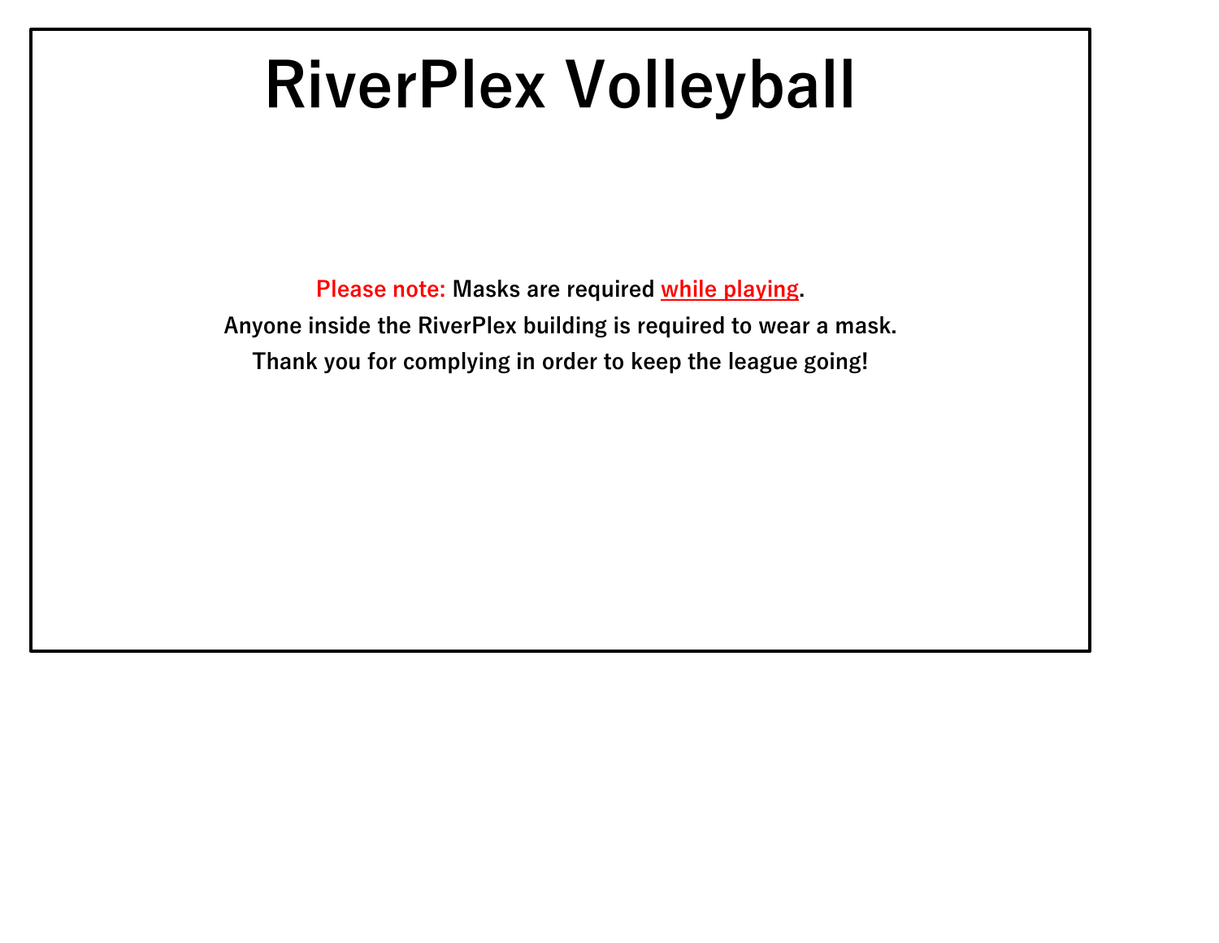# RiverPlex Volleyball

**Please note: Masks are required while playing.**

**Anyone inside the RiverPlex building is required to wear a mask.**

**Thank you for complying in order to keep the league going!**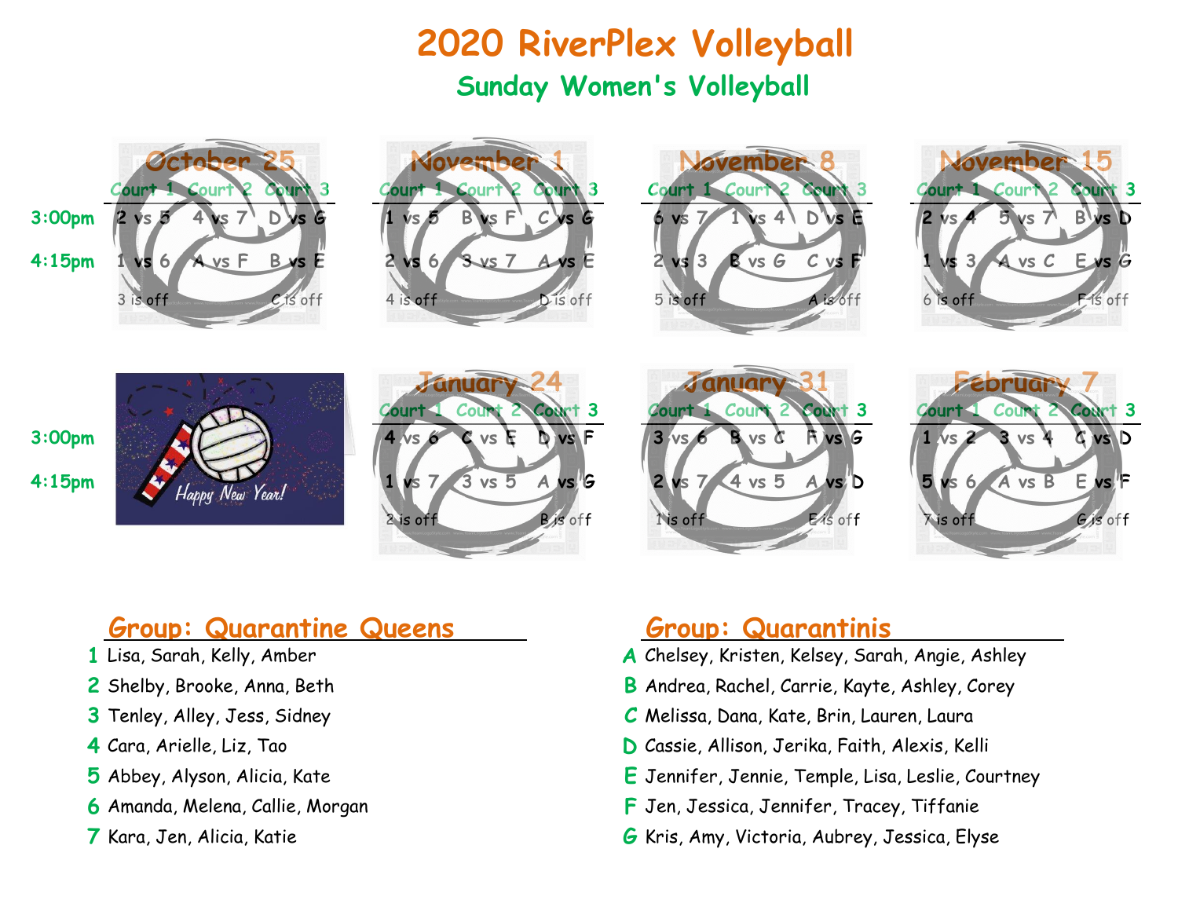# 2020 RiverPlex Volleyball

## Sunday Women's Volleyball

### October 25

| | Court 1 | Court 2 | Court 3 |
|---|---|---|---|
| 3:00pm | 2 vs 5 | 4 vs 7 | D vs G |
| 4:15pm | 1 vs 6 | A vs F | B vs E |

3 is off — C is off

### November 1

| | Court 1 | Court 2 | Court 3 |
|---|---|---|---|
| 3:00pm | 1 vs 5 | B vs F | C vs G |
| 4:15pm | 2 vs 6 | 3 vs 7 | A vs E |

4 is off — D is off

### November 8

| | Court 1 | Court 2 | Court 3 |
|---|---|---|---|
| 3:00pm | 6 vs 7 | 1 vs 4 | D vs E |
| 4:15pm | 2 vs 3 | B vs G | C vs F |

5 is off — A is off

### November 15

| | Court 1 | Court 2 | Court 3 |
|---|---|---|---|
| 3:00pm | 2 vs 4 | 5 vs 7 | B vs D |
| 4:15pm | 1 vs 3 | A vs C | E vs G |

6 is off — F is off

Happy New Year!

### January 24

| | Court 1 | Court 2 | Court 3 |
|---|---|---|---|
| 3:00pm | 4 vs 6 | C vs E | D vs F |
| 4:15pm | 1 vs 7 | 3 vs 5 | A vs G |

2 is off — B is off

### January 31

| | Court 1 | Court 2 | Court 3 |
|---|---|---|---|
| 3:00pm | 3 vs 6 | B vs C | F vs G |
| 4:15pm | 2 vs 7 | 4 vs 5 | A vs D |

1 is off — E is off

### February 7

| | Court 1 | Court 2 | Court 3 |
|---|---|---|---|
| 3:00pm | 1 vs 2 | 3 vs 4 | C vs D |
| 4:15pm | 5 vs 6 | A vs B | E vs F |

7 is off — G is off

## Group: Quarantine Queens

1. Lisa, Sarah, Kelly, Amber
2. Shelby, Brooke, Anna, Beth
3. Tenley, Alley, Jess, Sidney
4. Cara, Arielle, Liz, Tao
5. Abbey, Alyson, Alicia, Kate
6. Amanda, Melena, Callie, Morgan
7. Kara, Jen, Alicia, Katie

## Group: Quarantinis

- **A** Chelsey, Kristen, Kelsey, Sarah, Angie, Ashley
- **B** Andrea, Rachel, Carrie, Kayte, Ashley, Corey
- **C** Melissa, Dana, Kate, Brin, Lauren, Laura
- **D** Cassie, Allison, Jerika, Faith, Alexis, Kelli
- **E** Jennifer, Jennie, Temple, Lisa, Leslie, Courtney
- **F** Jen, Jessica, Jennifer, Tracey, Tiffanie
- **G** Kris, Amy, Victoria, Aubrey, Jessica, Elyse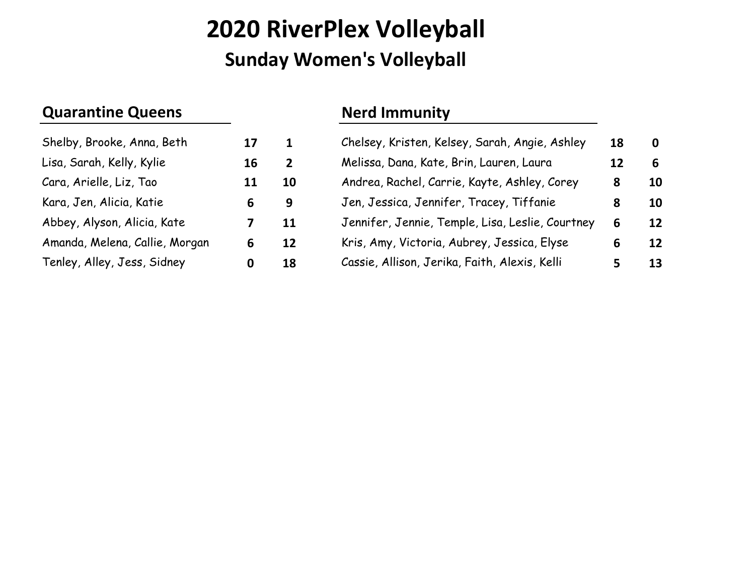# 2020 RiverPlex Volleyball

## Sunday Women's Volleyball

### Quarantine Queens

| Team | W | L |
|---|---|---|
| Shelby, Brooke, Anna, Beth | 17 | 1 |
| Lisa, Sarah, Kelly, Kylie | 16 | 2 |
| Cara, Arielle, Liz, Tao | 11 | 10 |
| Kara, Jen, Alicia, Katie | 6 | 9 |
| Abbey, Alyson, Alicia, Kate | 7 | 11 |
| Amanda, Melena, Callie, Morgan | 6 | 12 |
| Tenley, Alley, Jess, Sidney | 0 | 18 |

### Nerd Immunity

| Team | W | L |
|---|---|---|
| Chelsey, Kristen, Kelsey, Sarah, Angie, Ashley | 18 | 0 |
| Melissa, Dana, Kate, Brin, Lauren, Laura | 12 | 6 |
| Andrea, Rachel, Carrie, Kayte, Ashley, Corey | 8 | 10 |
| Jen, Jessica, Jennifer, Tracey, Tiffanie | 8 | 10 |
| Jennifer, Jennie, Temple, Lisa, Leslie, Courtney | 6 | 12 |
| Kris, Amy, Victoria, Aubrey, Jessica, Elyse | 6 | 12 |
| Cassie, Allison, Jerika, Faith, Alexis, Kelli | 5 | 13 |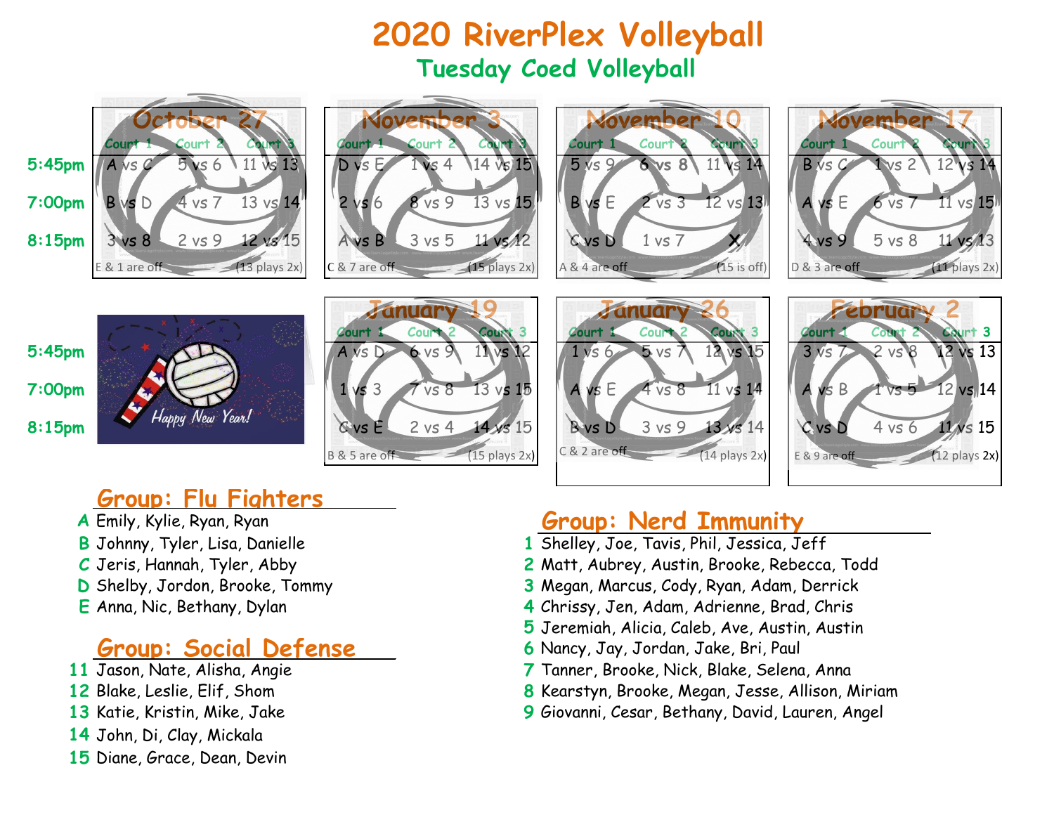# 2020 RiverPlex Volleyball

## Tuesday Coed Volleyball

### October 27

| | Court 1 | Court 2 | Court 3 |
|---|---|---|---|
| 5:45pm | A vs C | 5 vs 6 | 11 vs 13 |
| 7:00pm | B vs D | 4 vs 7 | 13 vs 14 |
| 8:15pm | 3 vs 8 | 2 vs 9 | 12 vs 15 |

E & 1 are off (13 plays 2x)

### November 3

| | Court 1 | Court 2 | Court 3 |
|---|---|---|---|
| 5:45pm | D vs E | 1 vs 4 | 14 vs 15 |
| 7:00pm | 2 vs 6 | 8 vs 9 | 13 vs 15 |
| 8:15pm | A vs B | 3 vs 5 | 11 vs 12 |

C & 7 are off (15 plays 2x)

### November 10

| | Court 1 | Court 2 | Court 3 |
|---|---|---|---|
| 5:45pm | 5 vs 9 | 6 vs 8 | 11 vs 14 |
| 7:00pm | B vs E | 2 vs 3 | 12 vs 13 |
| 8:15pm | C vs D | 1 vs 7 | X |

A & 4 are off (15 is off)

### November 17

| | Court 1 | Court 2 | Court 3 |
|---|---|---|---|
| 5:45pm | B vs C | 1 vs 2 | 12 vs 14 |
| 7:00pm | A vs E | 6 vs 7 | 11 vs 15 |
| 8:15pm | 4 vs 9 | 5 vs 8 | 11 vs 13 |

D & 3 are off (11 plays 2x)

Happy New Year!

### January 19

| | Court 1 | Court 2 | Court 3 |
|---|---|---|---|
| 5:45pm | A vs D | 6 vs 9 | 11 vs 12 |
| 7:00pm | 1 vs 3 | 7 vs 8 | 13 vs 15 |
| 8:15pm | C vs E | 2 vs 4 | 14 vs 15 |

B & 5 are off (15 plays 2x)

### January 26

| | Court 1 | Court 2 | Court 3 |
|---|---|---|---|
| 5:45pm | 1 vs 6 | 5 vs 7 | 12 vs 15 |
| 7:00pm | A vs E | 4 vs 8 | 11 vs 14 |
| 8:15pm | B vs D | 3 vs 9 | 13 vs 14 |

C & 2 are off (14 plays 2x)

### February 2

| | Court 1 | Court 2 | Court 3 |
|---|---|---|---|
| 5:45pm | 3 vs 7 | 2 vs 8 | 12 vs 13 |
| 7:00pm | A vs B | 1 vs 5 | 12 vs 14 |
| 8:15pm | C vs D | 4 vs 6 | 11 vs 15 |

E & 9 are off (12 plays 2x)

## Group: Flu Fighters

- **A** Emily, Kylie, Ryan, Ryan
- **B** Johnny, Tyler, Lisa, Danielle
- **C** Jeris, Hannah, Tyler, Abby
- **D** Shelby, Jordon, Brooke, Tommy
- **E** Anna, Nic, Bethany, Dylan

## Group: Social Defense

- **11** Jason, Nate, Alisha, Angie
- **12** Blake, Leslie, Elif, Shom
- **13** Katie, Kristin, Mike, Jake
- **14** John, Di, Clay, Mickala
- **15** Diane, Grace, Dean, Devin

## Group: Nerd Immunity

- **1** Shelley, Joe, Tavis, Phil, Jessica, Jeff
- **2** Matt, Aubrey, Austin, Brooke, Rebecca, Todd
- **3** Megan, Marcus, Cody, Ryan, Adam, Derrick
- **4** Chrissy, Jen, Adam, Adrienne, Brad, Chris
- **5** Jeremiah, Alicia, Caleb, Ave, Austin, Austin
- **6** Nancy, Jay, Jordan, Jake, Bri, Paul
- **7** Tanner, Brooke, Nick, Blake, Selena, Anna
- **8** Kearstyn, Brooke, Megan, Jesse, Allison, Miriam
- **9** Giovanni, Cesar, Bethany, David, Lauren, Angel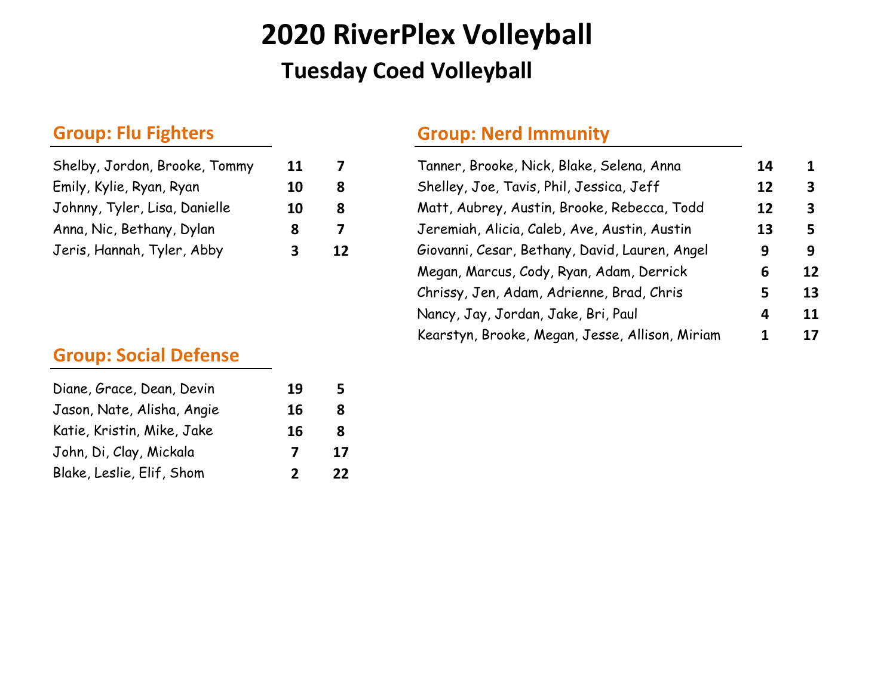# 2020 RiverPlex Volleyball

## Tuesday Coed Volleyball

### Group: Flu Fighters

| Team | | |
|---|---|---|
| Shelby, Jordon, Brooke, Tommy | **11** | **7** |
| Emily, Kylie, Ryan, Ryan | **10** | **8** |
| Johnny, Tyler, Lisa, Danielle | **10** | **8** |
| Anna, Nic, Bethany, Dylan | **8** | **7** |
| Jeris, Hannah, Tyler, Abby | **3** | **12** |

### Group: Social Defense

| Team | | |
|---|---|---|
| Diane, Grace, Dean, Devin | **19** | **5** |
| Jason, Nate, Alisha, Angie | **16** | **8** |
| Katie, Kristin, Mike, Jake | **16** | **8** |
| John, Di, Clay, Mickala | **7** | **17** |
| Blake, Leslie, Elif, Shom | **2** | **22** |

### Group: Nerd Immunity

| Team | | |
|---|---|---|
| Tanner, Brooke, Nick, Blake, Selena, Anna | **14** | **1** |
| Shelley, Joe, Tavis, Phil, Jessica, Jeff | **12** | **3** |
| Matt, Aubrey, Austin, Brooke, Rebecca, Todd | **12** | **3** |
| Jeremiah, Alicia, Caleb, Ave, Austin, Austin | **13** | **5** |
| Giovanni, Cesar, Bethany, David, Lauren, Angel | **9** | **9** |
| Megan, Marcus, Cody, Ryan, Adam, Derrick | **6** | **12** |
| Chrissy, Jen, Adam, Adrienne, Brad, Chris | **5** | **13** |
| Nancy, Jay, Jordan, Jake, Bri, Paul | **4** | **11** |
| Kearstyn, Brooke, Megan, Jesse, Allison, Miriam | **1** | **17** |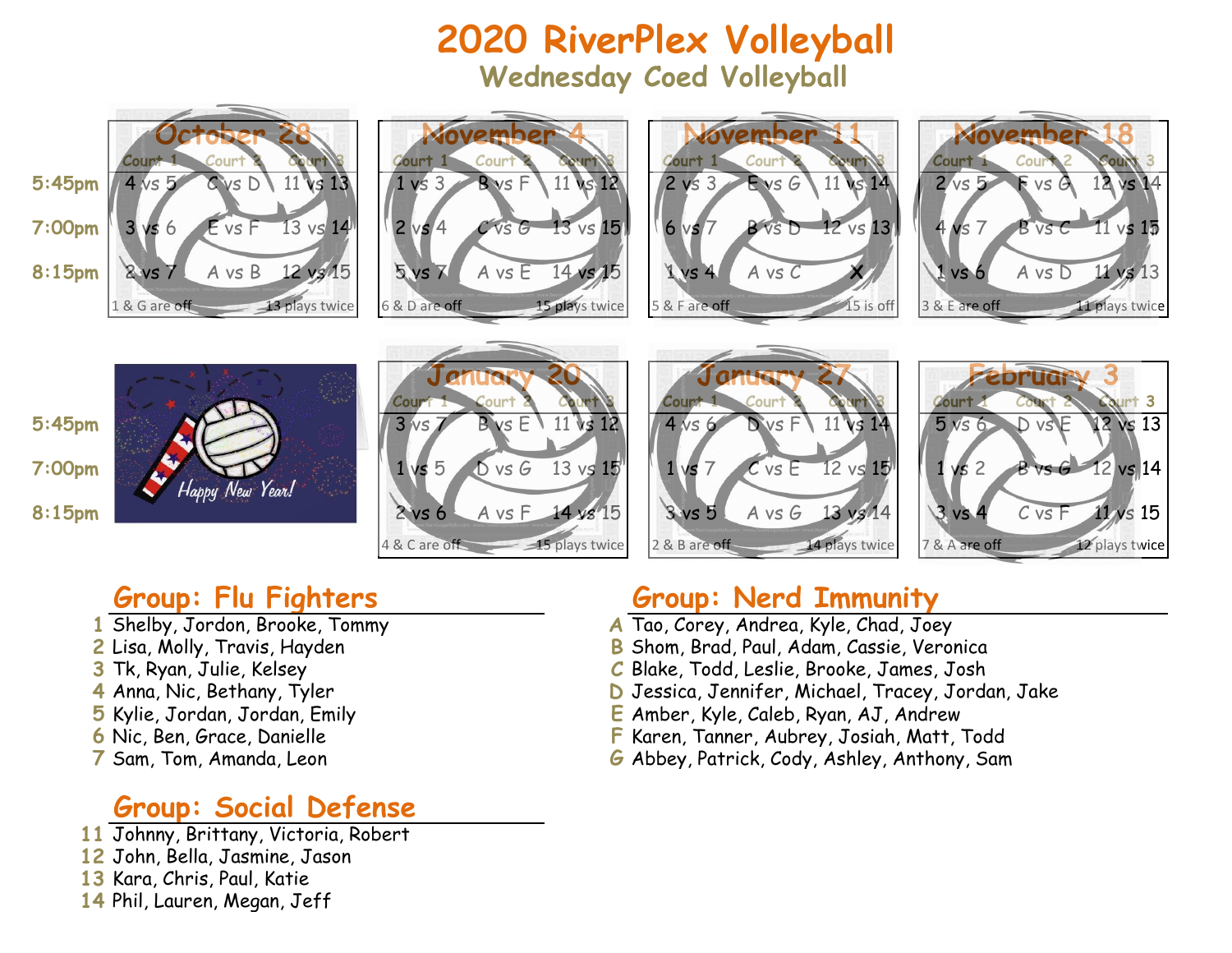# 2020 RiverPlex Volleyball

## Wednesday Coed Volleyball

### October 28

| | Court 1 | Court 2 | Court 3 |
|---|---|---|---|
| 5:45pm | 4 vs 5 | C vs D | 11 vs 13 |
| 7:00pm | 3 vs 6 | E vs F | 13 vs 14 |
| 8:15pm | 2 vs 7 | A vs B | 12 vs 15 |

1 & G are off — 13 plays twice

### November 4

| | Court 1 | Court 2 | Court 3 |
|---|---|---|---|
| 5:45pm | 1 vs 3 | B vs F | 11 vs 12 |
| 7:00pm | 2 vs 4 | C vs G | 13 vs 15 |
| 8:15pm | 5 vs 7 | A vs E | 14 vs 15 |

6 & D are off — 15 plays twice

### November 11

| | Court 1 | Court 2 | Court 3 |
|---|---|---|---|
| 5:45pm | 2 vs 3 | E vs G | 11 vs 14 |
| 7:00pm | 6 vs 7 | B vs D | 12 vs 13 |
| 8:15pm | 1 vs 4 | A vs C | X |

5 & F are off — 15 is off

### November 18

| | Court 1 | Court 2 | Court 3 |
|---|---|---|---|
| 5:45pm | 2 vs 5 | F vs G | 12 vs 14 |
| 7:00pm | 4 vs 7 | B vs C | 11 vs 15 |
| 8:15pm | 1 vs 6 | A vs D | 11 vs 13 |

3 & E are off — 11 plays twice

Happy New Year!

### January 20

| | Court 1 | Court 2 | Court 3 |
|---|---|---|---|
| 5:45pm | 3 vs 7 | B vs E | 11 vs 12 |
| 7:00pm | 1 vs 5 | D vs G | 13 vs 15 |
| 8:15pm | 2 vs 6 | A vs F | 14 vs 15 |

4 & C are off — 15 plays twice

### January 27

| | Court 1 | Court 2 | Court 3 |
|---|---|---|---|
| 5:45pm | 4 vs 6 | D vs F | 11 vs 14 |
| 7:00pm | 1 vs 7 | C vs E | 12 vs 15 |
| 8:15pm | 3 vs 5 | A vs G | 13 vs 14 |

2 & B are off — 14 plays twice

### February 3

| | Court 1 | Court 2 | Court 3 |
|---|---|---|---|
| 5:45pm | 5 vs 6 | D vs E | 12 vs 13 |
| 7:00pm | 1 vs 2 | B vs G | 12 vs 14 |
| 8:15pm | 3 vs 4 | C vs F | 11 vs 15 |

7 & A are off — 12 plays twice

## Group: Flu Fighters

1 Shelby, Jordon, Brooke, Tommy
2 Lisa, Molly, Travis, Hayden
3 Tk, Ryan, Julie, Kelsey
4 Anna, Nic, Bethany, Tyler
5 Kylie, Jordan, Jordan, Emily
6 Nic, Ben, Grace, Danielle
7 Sam, Tom, Amanda, Leon

## Group: Social Defense

11 Johnny, Brittany, Victoria, Robert
12 John, Bella, Jasmine, Jason
13 Kara, Chris, Paul, Katie
14 Phil, Lauren, Megan, Jeff

## Group: Nerd Immunity

A Tao, Corey, Andrea, Kyle, Chad, Joey
B Shom, Brad, Paul, Adam, Cassie, Veronica
C Blake, Todd, Leslie, Brooke, James, Josh
D Jessica, Jennifer, Michael, Tracey, Jordan, Jake
E Amber, Kyle, Caleb, Ryan, AJ, Andrew
F Karen, Tanner, Aubrey, Josiah, Matt, Todd
G Abbey, Patrick, Cody, Ashley, Anthony, Sam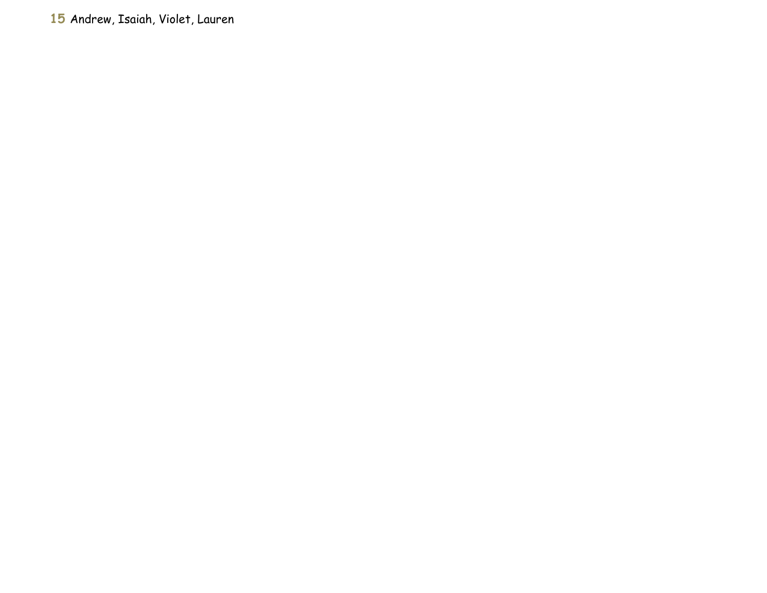**15** Andrew, Isaiah, Violet, Lauren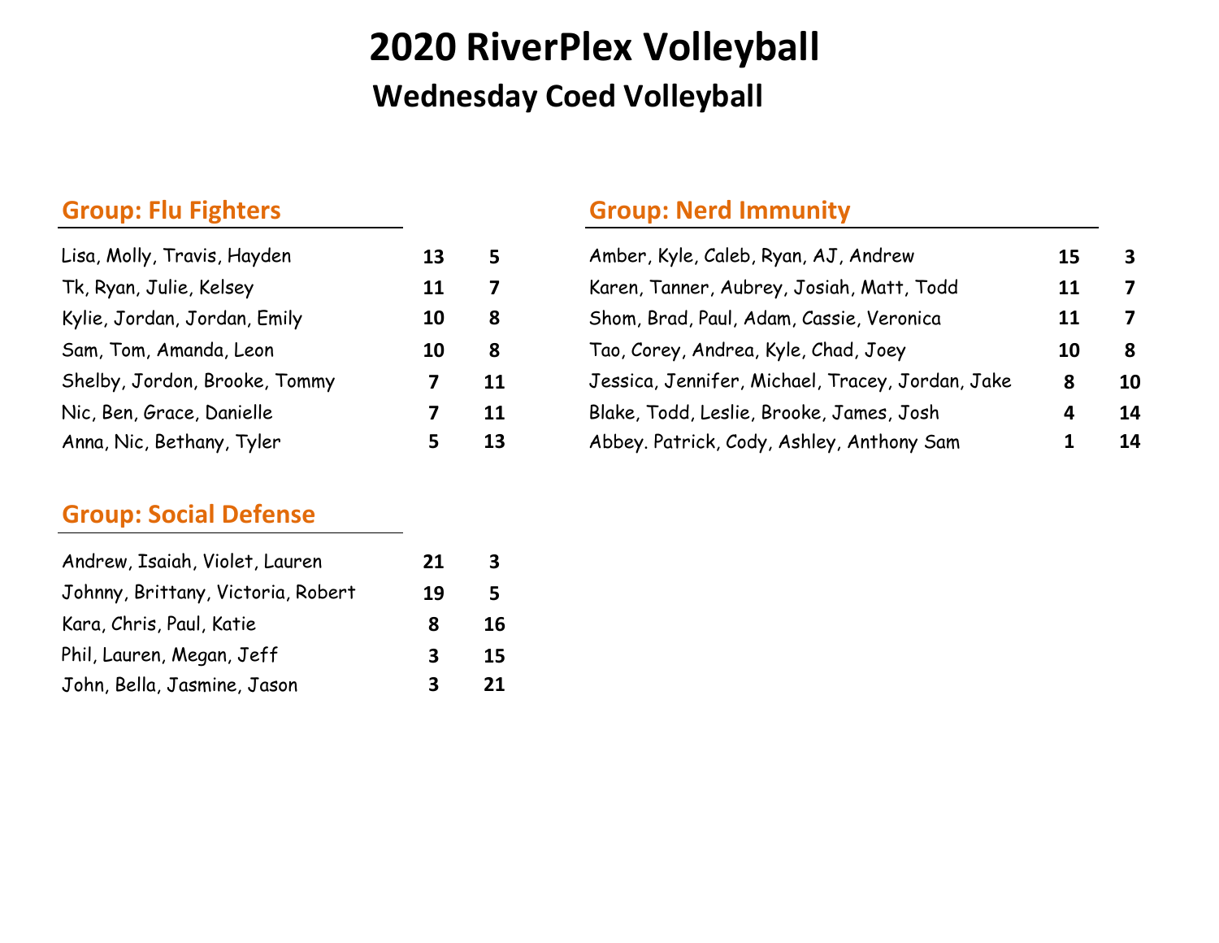# 2020 RiverPlex Volleyball

## Wednesday Coed Volleyball

### Group: Flu Fighters

| | | |
|---|---|---|
| Lisa, Molly, Travis, Hayden | **13** | **5** |
| Tk, Ryan, Julie, Kelsey | **11** | **7** |
| Kylie, Jordan, Jordan, Emily | **10** | **8** |
| Sam, Tom, Amanda, Leon | **10** | **8** |
| Shelby, Jordon, Brooke, Tommy | **7** | **11** |
| Nic, Ben, Grace, Danielle | **7** | **11** |
| Anna, Nic, Bethany, Tyler | **5** | **13** |

### Group: Social Defense

| | | |
|---|---|---|
| Andrew, Isaiah, Violet, Lauren | **21** | **3** |
| Johnny, Brittany, Victoria, Robert | **19** | **5** |
| Kara, Chris, Paul, Katie | **8** | **16** |
| Phil, Lauren, Megan, Jeff | **3** | **15** |
| John, Bella, Jasmine, Jason | **3** | **21** |

### Group: Nerd Immunity

| | | |
|---|---|---|
| Amber, Kyle, Caleb, Ryan, AJ, Andrew | **15** | **3** |
| Karen, Tanner, Aubrey, Josiah, Matt, Todd | **11** | **7** |
| Shom, Brad, Paul, Adam, Cassie, Veronica | **11** | **7** |
| Tao, Corey, Andrea, Kyle, Chad, Joey | **10** | **8** |
| Jessica, Jennifer, Michael, Tracey, Jordan, Jake | **8** | **10** |
| Blake, Todd, Leslie, Brooke, James, Josh | **4** | **14** |
| Abbey. Patrick, Cody, Ashley, Anthony Sam | **1** | **14** |